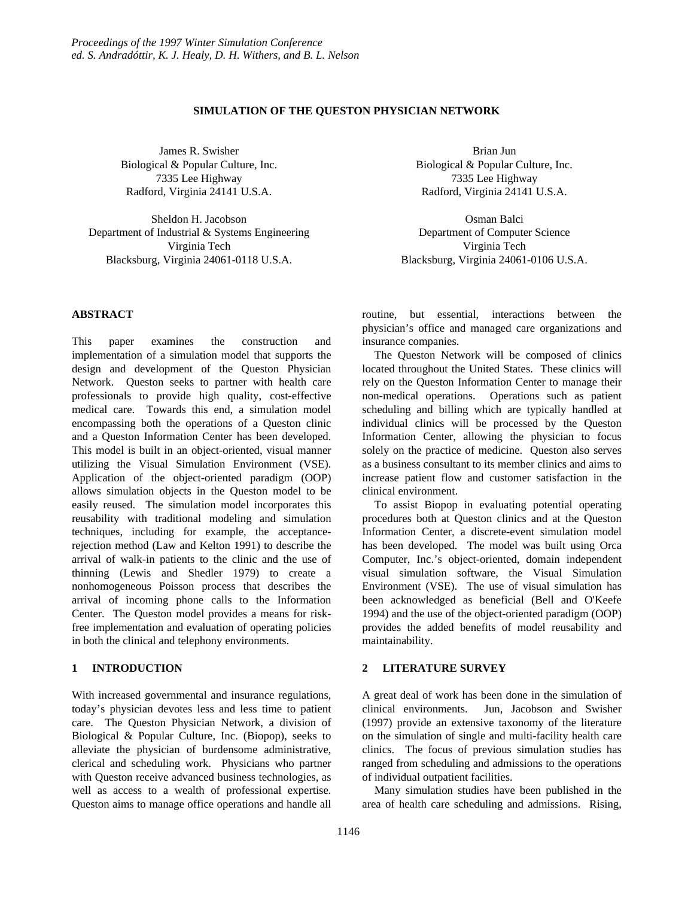# SIMULATION OF THE QUESTON PHYSICIAN NETWORK

James R. Swisher
Biological & Popular Culture, Inc.
7335 Lee Highway
Radford, Virginia 24141 U.S.A.

Brian Jun
Biological & Popular Culture, Inc.
7335 Lee Highway
Radford, Virginia 24141 U.S.A.

Sheldon H. Jacobson
Department of Industrial & Systems Engineering
Virginia Tech
Blacksburg, Virginia 24061-0118 U.S.A.

Osman Balci
Department of Computer Science
Virginia Tech
Blacksburg, Virginia 24061-0106 U.S.A.

## ABSTRACT

This paper examines the construction and implementation of a simulation model that supports the design and development of the Queston Physician Network. Queston seeks to partner with health care professionals to provide high quality, cost-effective medical care. Towards this end, a simulation model encompassing both the operations of a Queston clinic and a Queston Information Center has been developed. This model is built in an object-oriented, visual manner utilizing the Visual Simulation Environment (VSE). Application of the object-oriented paradigm (OOP) allows simulation objects in the Queston model to be easily reused. The simulation model incorporates this reusability with traditional modeling and simulation techniques, including for example, the acceptance-rejection method (Law and Kelton 1991) to describe the arrival of walk-in patients to the clinic and the use of thinning (Lewis and Shedler 1979) to create a nonhomogeneous Poisson process that describes the arrival of incoming phone calls to the Information Center. The Queston model provides a means for risk-free implementation and evaluation of operating policies in both the clinical and telephony environments.

## 1 INTRODUCTION

With increased governmental and insurance regulations, today's physician devotes less and less time to patient care. The Queston Physician Network, a division of Biological & Popular Culture, Inc. (Biopop), seeks to alleviate the physician of burdensome administrative, clerical and scheduling work. Physicians who partner with Queston receive advanced business technologies, as well as access to a wealth of professional expertise. Queston aims to manage office operations and handle all routine, but essential, interactions between the physician's office and managed care organizations and insurance companies.

The Queston Network will be composed of clinics located throughout the United States. These clinics will rely on the Queston Information Center to manage their non-medical operations. Operations such as patient scheduling and billing which are typically handled at individual clinics will be processed by the Queston Information Center, allowing the physician to focus solely on the practice of medicine. Queston also serves as a business consultant to its member clinics and aims to increase patient flow and customer satisfaction in the clinical environment.

To assist Biopop in evaluating potential operating procedures both at Queston clinics and at the Queston Information Center, a discrete-event simulation model has been developed. The model was built using Orca Computer, Inc.'s object-oriented, domain independent visual simulation software, the Visual Simulation Environment (VSE). The use of visual simulation has been acknowledged as beneficial (Bell and O'Keefe 1994) and the use of the object-oriented paradigm (OOP) provides the added benefits of model reusability and maintainability.

## 2 LITERATURE SURVEY

A great deal of work has been done in the simulation of clinical environments. Jun, Jacobson and Swisher (1997) provide an extensive taxonomy of the literature on the simulation of single and multi-facility health care clinics. The focus of previous simulation studies has ranged from scheduling and admissions to the operations of individual outpatient facilities.

Many simulation studies have been published in the area of health care scheduling and admissions. Rising,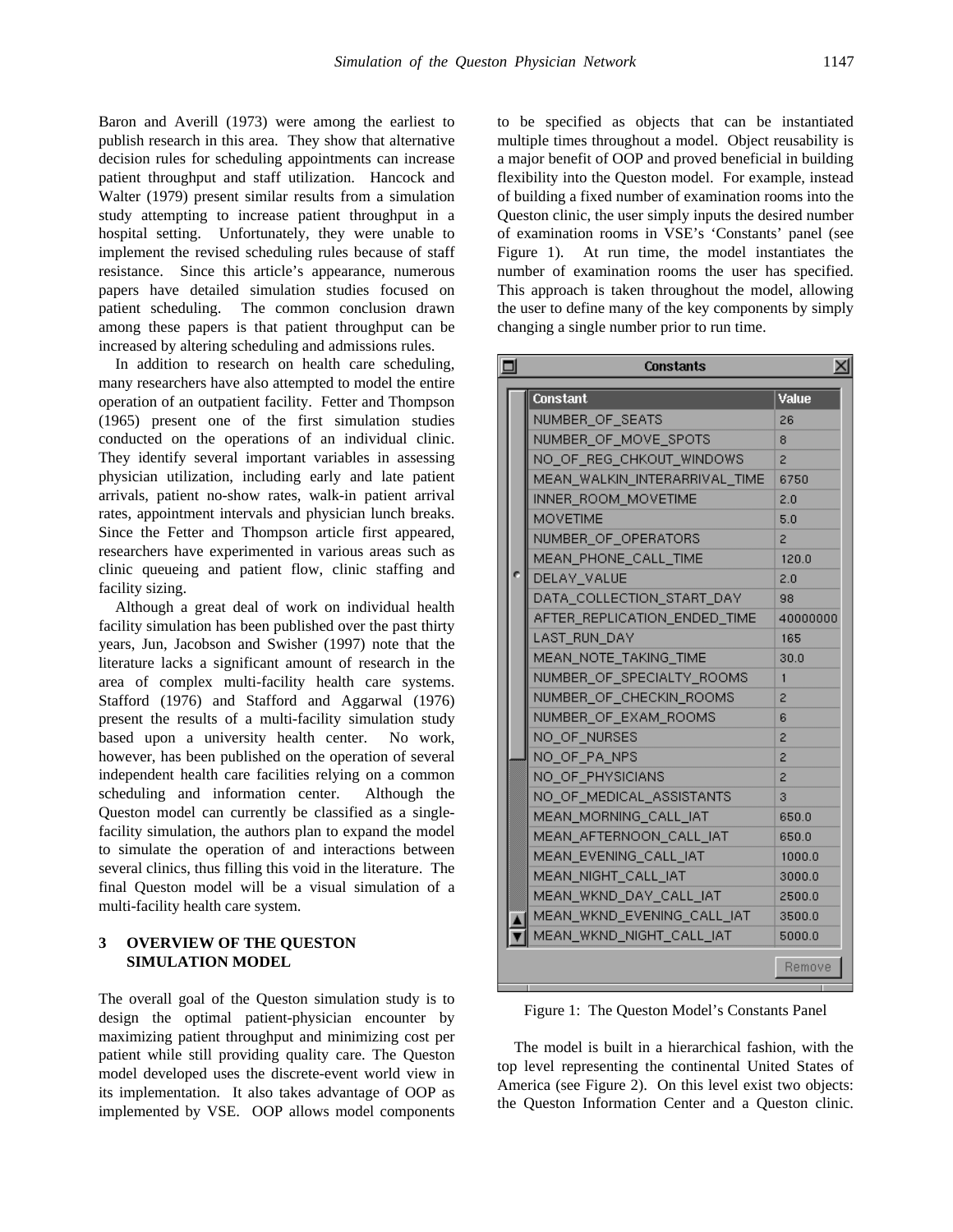Baron and Averill (1973) were among the earliest to publish research in this area. They show that alternative decision rules for scheduling appointments can increase patient throughput and staff utilization. Hancock and Walter (1979) present similar results from a simulation study attempting to increase patient throughput in a hospital setting. Unfortunately, they were unable to implement the revised scheduling rules because of staff resistance. Since this article's appearance, numerous papers have detailed simulation studies focused on patient scheduling. The common conclusion drawn among these papers is that patient throughput can be increased by altering scheduling and admissions rules.

In addition to research on health care scheduling, many researchers have also attempted to model the entire operation of an outpatient facility. Fetter and Thompson (1965) present one of the first simulation studies conducted on the operations of an individual clinic. They identify several important variables in assessing physician utilization, including early and late patient arrivals, patient no-show rates, walk-in patient arrival rates, appointment intervals and physician lunch breaks. Since the Fetter and Thompson article first appeared, researchers have experimented in various areas such as clinic queueing and patient flow, clinic staffing and facility sizing.

Although a great deal of work on individual health facility simulation has been published over the past thirty years, Jun, Jacobson and Swisher (1997) note that the literature lacks a significant amount of research in the area of complex multi-facility health care systems. Stafford (1976) and Stafford and Aggarwal (1976) present the results of a multi-facility simulation study based upon a university health center. No work, however, has been published on the operation of several independent health care facilities relying on a common scheduling and information center. Although the Queston model can currently be classified as a single-facility simulation, the authors plan to expand the model to simulate the operation of and interactions between several clinics, thus filling this void in the literature. The final Queston model will be a visual simulation of a multi-facility health care system.

## 3 OVERVIEW OF THE QUESTON SIMULATION MODEL

The overall goal of the Queston simulation study is to design the optimal patient-physician encounter by maximizing patient throughput and minimizing cost per patient while still providing quality care. The Queston model developed uses the discrete-event world view in its implementation. It also takes advantage of OOP as implemented by VSE. OOP allows model components to be specified as objects that can be instantiated multiple times throughout a model. Object reusability is a major benefit of OOP and proved beneficial in building flexibility into the Queston model. For example, instead of building a fixed number of examination rooms into the Queston clinic, the user simply inputs the desired number of examination rooms in VSE's 'Constants' panel (see Figure 1). At run time, the model instantiates the number of examination rooms the user has specified. This approach is taken throughout the model, allowing the user to define many of the key components by simply changing a single number prior to run time.

| Constant | Value |
|---|---|
| NUMBER_OF_SEATS | 26 |
| NUMBER_OF_MOVE_SPOTS | 8 |
| NO_OF_REG_CHKOUT_WINDOWS | 2 |
| MEAN_WALKIN_INTERARRIVAL_TIME | 6750 |
| INNER_ROOM_MOVETIME | 2.0 |
| MOVETIME | 5.0 |
| NUMBER_OF_OPERATORS | 2 |
| MEAN_PHONE_CALL_TIME | 120.0 |
| DELAY_VALUE | 2.0 |
| DATA_COLLECTION_START_DAY | 98 |
| AFTER_REPLICATION_ENDED_TIME | 40000000 |
| LAST_RUN_DAY | 165 |
| MEAN_NOTE_TAKING_TIME | 30.0 |
| NUMBER_OF_SPECIALTY_ROOMS | 1 |
| NUMBER_OF_CHECKIN_ROOMS | 2 |
| NUMBER_OF_EXAM_ROOMS | 6 |
| NO_OF_NURSES | 2 |
| NO_OF_PA_NPS | 2 |
| NO_OF_PHYSICIANS | 2 |
| NO_OF_MEDICAL_ASSISTANTS | 3 |
| MEAN_MORNING_CALL_IAT | 650.0 |
| MEAN_AFTERNOON_CALL_IAT | 650.0 |
| MEAN_EVENING_CALL_IAT | 1000.0 |
| MEAN_NIGHT_CALL_IAT | 3000.0 |
| MEAN_WKND_DAY_CALL_IAT | 2500.0 |
| MEAN_WKND_EVENING_CALL_IAT | 3500.0 |
| MEAN_WKND_NIGHT_CALL_IAT | 5000.0 |

Figure 1: The Queston Model's Constants Panel

The model is built in a hierarchical fashion, with the top level representing the continental United States of America (see Figure 2). On this level exist two objects: the Queston Information Center and a Queston clinic.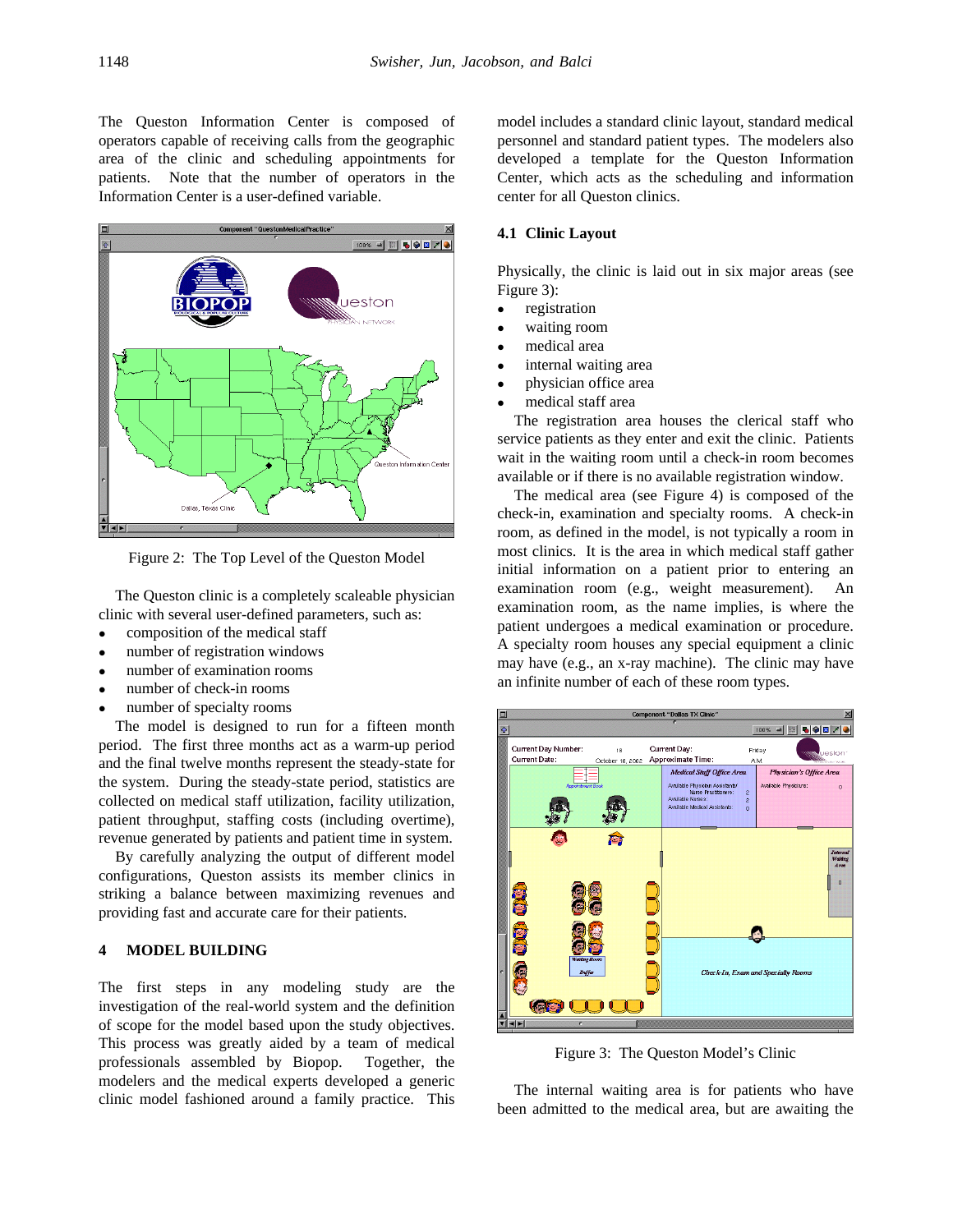The Queston Information Center is composed of operators capable of receiving calls from the geographic area of the clinic and scheduling appointments for patients. Note that the number of operators in the Information Center is a user-defined variable.

Figure 2: The Top Level of the Queston Model

The Queston clinic is a completely scaleable physician clinic with several user-defined parameters, such as:

- composition of the medical staff
- number of registration windows
- number of examination rooms
- number of check-in rooms
- number of specialty rooms

The model is designed to run for a fifteen month period. The first three months act as a warm-up period and the final twelve months represent the steady-state for the system. During the steady-state period, statistics are collected on medical staff utilization, facility utilization, patient throughput, staffing costs (including overtime), revenue generated by patients and patient time in system.

By carefully analyzing the output of different model configurations, Queston assists its member clinics in striking a balance between maximizing revenues and providing fast and accurate care for their patients.

# 4 MODEL BUILDING

The first steps in any modeling study are the investigation of the real-world system and the definition of scope for the model based upon the study objectives. This process was greatly aided by a team of medical professionals assembled by Biopop. Together, the modelers and the medical experts developed a generic clinic model fashioned around a family practice. This model includes a standard clinic layout, standard medical personnel and standard patient types. The modelers also developed a template for the Queston Information Center, which acts as the scheduling and information center for all Queston clinics.

## 4.1 Clinic Layout

Physically, the clinic is laid out in six major areas (see Figure 3):

- registration
- waiting room
- medical area
- internal waiting area
- physician office area
- medical staff area

The registration area houses the clerical staff who service patients as they enter and exit the clinic. Patients wait in the waiting room until a check-in room becomes available or if there is no available registration window.

The medical area (see Figure 4) is composed of the check-in, examination and specialty rooms. A check-in room, as defined in the model, is not typically a room in most clinics. It is the area in which medical staff gather initial information on a patient prior to entering an examination room (e.g., weight measurement). An examination room, as the name implies, is where the patient undergoes a medical examination or procedure. A specialty room houses any special equipment a clinic may have (e.g., an x-ray machine). The clinic may have an infinite number of each of these room types.

Figure 3: The Queston Model's Clinic

The internal waiting area is for patients who have been admitted to the medical area, but are awaiting the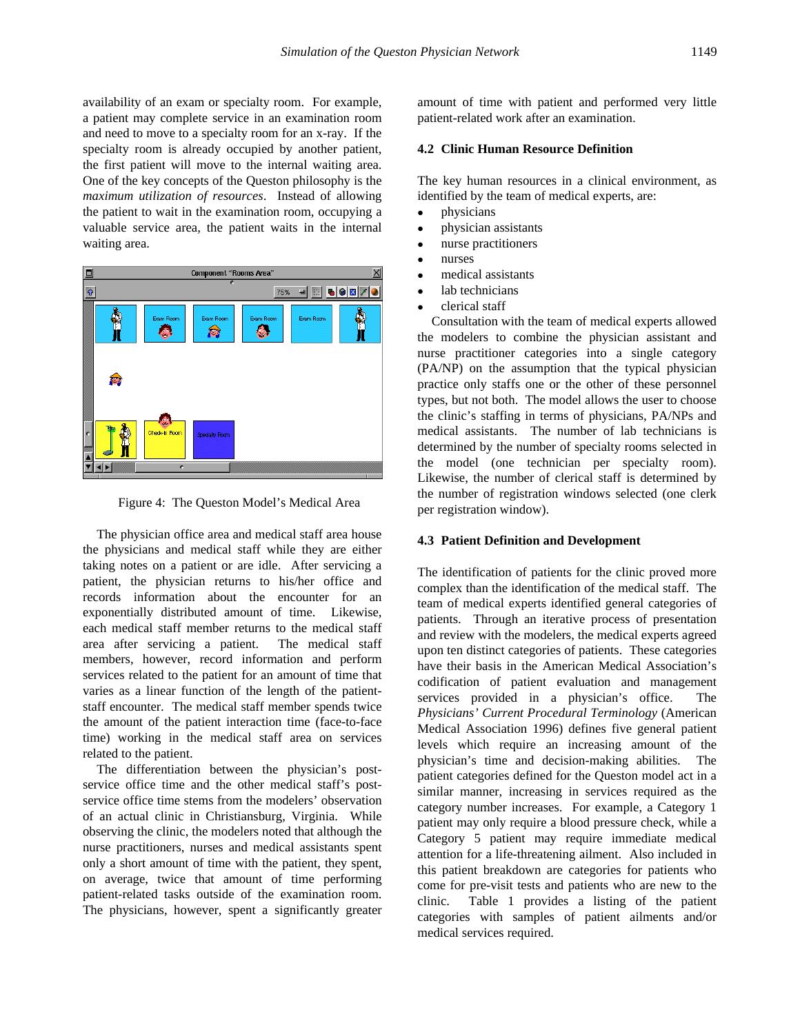availability of an exam or specialty room. For example, a patient may complete service in an examination room and need to move to a specialty room for an x-ray. If the specialty room is already occupied by another patient, the first patient will move to the internal waiting area. One of the key concepts of the Queston philosophy is the *maximum utilization of resources*. Instead of allowing the patient to wait in the examination room, occupying a valuable service area, the patient waits in the internal waiting area.

Figure 4: The Queston Model's Medical Area

The physician office area and medical staff area house the physicians and medical staff while they are either taking notes on a patient or are idle. After servicing a patient, the physician returns to his/her office and records information about the encounter for an exponentially distributed amount of time. Likewise, each medical staff member returns to the medical staff area after servicing a patient. The medical staff members, however, record information and perform services related to the patient for an amount of time that varies as a linear function of the length of the patient-staff encounter. The medical staff member spends twice the amount of the patient interaction time (face-to-face time) working in the medical staff area on services related to the patient.

The differentiation between the physician's post-service office time and the other medical staff's post-service office time stems from the modelers' observation of an actual clinic in Christiansburg, Virginia. While observing the clinic, the modelers noted that although the nurse practitioners, nurses and medical assistants spent only a short amount of time with the patient, they spent, on average, twice that amount of time performing patient-related tasks outside of the examination room. The physicians, however, spent a significantly greater amount of time with patient and performed very little patient-related work after an examination.

## 4.2 Clinic Human Resource Definition

The key human resources in a clinical environment, as identified by the team of medical experts, are:

- physicians
- physician assistants
- nurse practitioners
- nurses
- medical assistants
- lab technicians
- clerical staff

Consultation with the team of medical experts allowed the modelers to combine the physician assistant and nurse practitioner categories into a single category (PA/NP) on the assumption that the typical physician practice only staffs one or the other of these personnel types, but not both. The model allows the user to choose the clinic's staffing in terms of physicians, PA/NPs and medical assistants. The number of lab technicians is determined by the number of specialty rooms selected in the model (one technician per specialty room). Likewise, the number of clerical staff is determined by the number of registration windows selected (one clerk per registration window).

## 4.3 Patient Definition and Development

The identification of patients for the clinic proved more complex than the identification of the medical staff. The team of medical experts identified general categories of patients. Through an iterative process of presentation and review with the modelers, the medical experts agreed upon ten distinct categories of patients. These categories have their basis in the American Medical Association's codification of patient evaluation and management services provided in a physician's office. The *Physicians' Current Procedural Terminology* (American Medical Association 1996) defines five general patient levels which require an increasing amount of the physician's time and decision-making abilities. The patient categories defined for the Queston model act in a similar manner, increasing in services required as the category number increases. For example, a Category 1 patient may only require a blood pressure check, while a Category 5 patient may require immediate medical attention for a life-threatening ailment. Also included in this patient breakdown are categories for patients who come for pre-visit tests and patients who are new to the clinic. Table 1 provides a listing of the patient categories with samples of patient ailments and/or medical services required.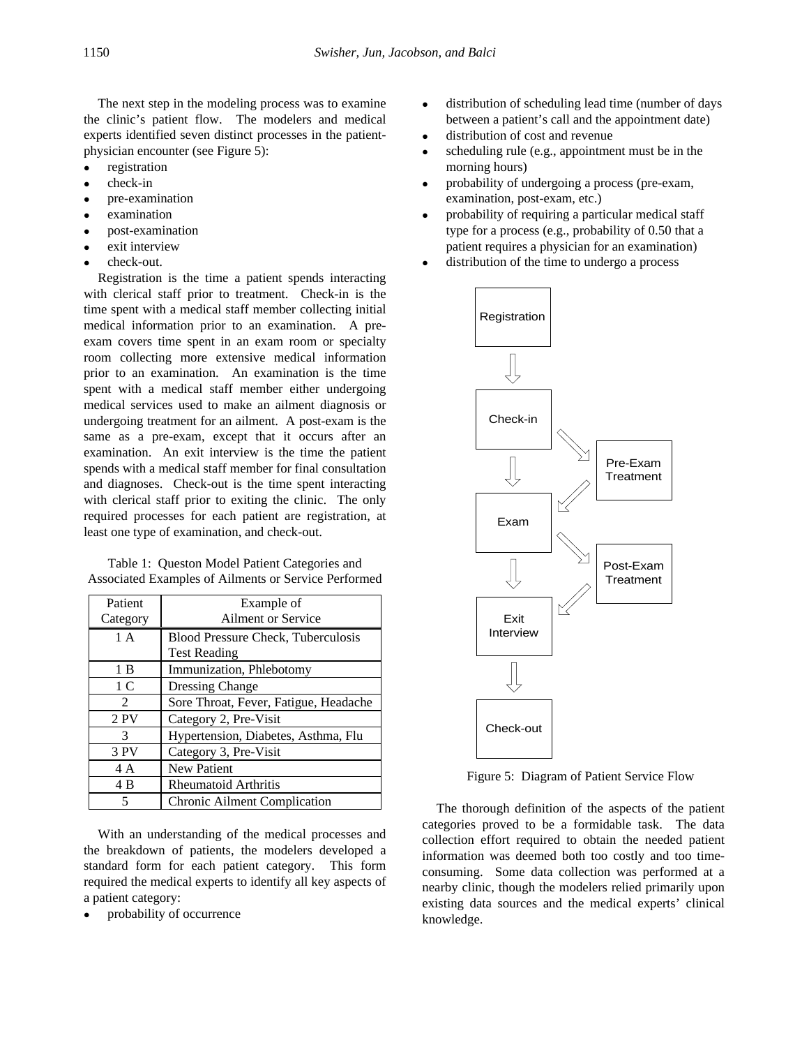The next step in the modeling process was to examine the clinic's patient flow. The modelers and medical experts identified seven distinct processes in the patient-physician encounter (see Figure 5):

- registration
- check-in
- pre-examination
- examination
- post-examination
- exit interview
- check-out.

Registration is the time a patient spends interacting with clerical staff prior to treatment. Check-in is the time spent with a medical staff member collecting initial medical information prior to an examination. A pre-exam covers time spent in an exam room or specialty room collecting more extensive medical information prior to an examination. An examination is the time spent with a medical staff member either undergoing medical services used to make an ailment diagnosis or undergoing treatment for an ailment. A post-exam is the same as a pre-exam, except that it occurs after an examination. An exit interview is the time the patient spends with a medical staff member for final consultation and diagnoses. Check-out is the time spent interacting with clerical staff prior to exiting the clinic. The only required processes for each patient are registration, at least one type of examination, and check-out.

Table 1: Queston Model Patient Categories and Associated Examples of Ailments or Service Performed

| Patient Category | Example of Ailment or Service |
|---|---|
| 1 A | Blood Pressure Check, Tuberculosis Test Reading |
| 1 B | Immunization, Phlebotomy |
| 1 C | Dressing Change |
| 2 | Sore Throat, Fever, Fatigue, Headache |
| 2 PV | Category 2, Pre-Visit |
| 3 | Hypertension, Diabetes, Asthma, Flu |
| 3 PV | Category 3, Pre-Visit |
| 4 A | New Patient |
| 4 B | Rheumatoid Arthritis |
| 5 | Chronic Ailment Complication |

With an understanding of the medical processes and the breakdown of patients, the modelers developed a standard form for each patient category. This form required the medical experts to identify all key aspects of a patient category:

- probability of occurrence
- distribution of scheduling lead time (number of days between a patient's call and the appointment date)
- distribution of cost and revenue
- scheduling rule (e.g., appointment must be in the morning hours)
- probability of undergoing a process (pre-exam, examination, post-exam, etc.)
- probability of requiring a particular medical staff type for a process (e.g., probability of 0.50 that a patient requires a physician for an examination)
- distribution of the time to undergo a process

Registration → Check-in → (Pre-Exam Treatment) → Exam → (Post-Exam Treatment) → Exit Interview → Check-out

Figure 5: Diagram of Patient Service Flow

The thorough definition of the aspects of the patient categories proved to be a formidable task. The data collection effort required to obtain the needed patient information was deemed both too costly and too time-consuming. Some data collection was performed at a nearby clinic, though the modelers relied primarily upon existing data sources and the medical experts' clinical knowledge.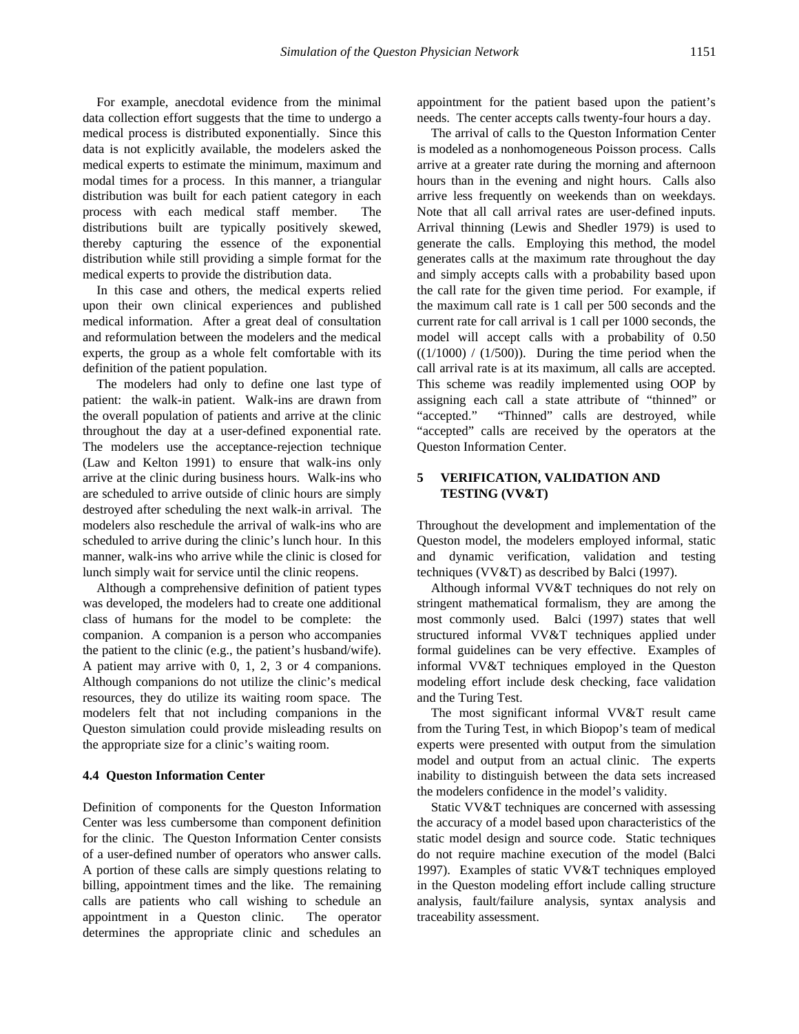For example, anecdotal evidence from the minimal data collection effort suggests that the time to undergo a medical process is distributed exponentially. Since this data is not explicitly available, the modelers asked the medical experts to estimate the minimum, maximum and modal times for a process. In this manner, a triangular distribution was built for each patient category in each process with each medical staff member. The distributions built are typically positively skewed, thereby capturing the essence of the exponential distribution while still providing a simple format for the medical experts to provide the distribution data.

In this case and others, the medical experts relied upon their own clinical experiences and published medical information. After a great deal of consultation and reformulation between the modelers and the medical experts, the group as a whole felt comfortable with its definition of the patient population.

The modelers had only to define one last type of patient: the walk-in patient. Walk-ins are drawn from the overall population of patients and arrive at the clinic throughout the day at a user-defined exponential rate. The modelers use the acceptance-rejection technique (Law and Kelton 1991) to ensure that walk-ins only arrive at the clinic during business hours. Walk-ins who are scheduled to arrive outside of clinic hours are simply destroyed after scheduling the next walk-in arrival. The modelers also reschedule the arrival of walk-ins who are scheduled to arrive during the clinic's lunch hour. In this manner, walk-ins who arrive while the clinic is closed for lunch simply wait for service until the clinic reopens.

Although a comprehensive definition of patient types was developed, the modelers had to create one additional class of humans for the model to be complete: the companion. A companion is a person who accompanies the patient to the clinic (e.g., the patient's husband/wife). A patient may arrive with 0, 1, 2, 3 or 4 companions. Although companions do not utilize the clinic's medical resources, they do utilize its waiting room space. The modelers felt that not including companions in the Queston simulation could provide misleading results on the appropriate size for a clinic's waiting room.

### 4.4 Queston Information Center

Definition of components for the Queston Information Center was less cumbersome than component definition for the clinic. The Queston Information Center consists of a user-defined number of operators who answer calls. A portion of these calls are simply questions relating to billing, appointment times and the like. The remaining calls are patients who call wishing to schedule an appointment in a Queston clinic. The operator determines the appropriate clinic and schedules an appointment for the patient based upon the patient's needs. The center accepts calls twenty-four hours a day.

The arrival of calls to the Queston Information Center is modeled as a nonhomogeneous Poisson process. Calls arrive at a greater rate during the morning and afternoon hours than in the evening and night hours. Calls also arrive less frequently on weekends than on weekdays. Note that all call arrival rates are user-defined inputs. Arrival thinning (Lewis and Shedler 1979) is used to generate the calls. Employing this method, the model generates calls at the maximum rate throughout the day and simply accepts calls with a probability based upon the call rate for the given time period. For example, if the maximum call rate is 1 call per 500 seconds and the current rate for call arrival is 1 call per 1000 seconds, the model will accept calls with a probability of 0.50 $((1/1000) / (1/500))$. During the time period when the call arrival rate is at its maximum, all calls are accepted. This scheme was readily implemented using OOP by assigning each call a state attribute of "thinned" or "accepted." "Thinned" calls are destroyed, while "accepted" calls are received by the operators at the Queston Information Center.

## 5 VERIFICATION, VALIDATION AND TESTING (VV&T)

Throughout the development and implementation of the Queston model, the modelers employed informal, static and dynamic verification, validation and testing techniques (VV&T) as described by Balci (1997).

Although informal VV&T techniques do not rely on stringent mathematical formalism, they are among the most commonly used. Balci (1997) states that well structured informal VV&T techniques applied under formal guidelines can be very effective. Examples of informal VV&T techniques employed in the Queston modeling effort include desk checking, face validation and the Turing Test.

The most significant informal VV&T result came from the Turing Test, in which Biopop's team of medical experts were presented with output from the simulation model and output from an actual clinic. The experts inability to distinguish between the data sets increased the modelers confidence in the model's validity.

Static VV&T techniques are concerned with assessing the accuracy of a model based upon characteristics of the static model design and source code. Static techniques do not require machine execution of the model (Balci 1997). Examples of static VV&T techniques employed in the Queston modeling effort include calling structure analysis, fault/failure analysis, syntax analysis and traceability assessment.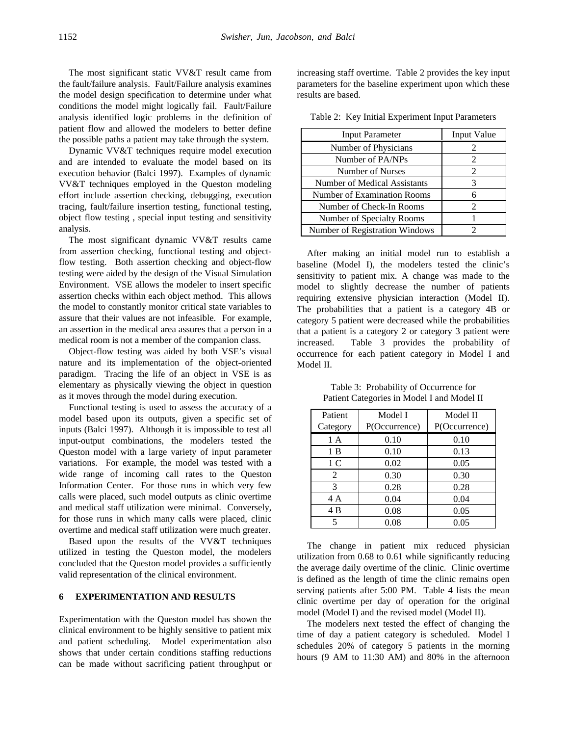The most significant static VV&T result came from the fault/failure analysis. Fault/Failure analysis examines the model design specification to determine under what conditions the model might logically fail. Fault/Failure analysis identified logic problems in the definition of patient flow and allowed the modelers to better define the possible paths a patient may take through the system.

Dynamic VV&T techniques require model execution and are intended to evaluate the model based on its execution behavior (Balci 1997). Examples of dynamic VV&T techniques employed in the Queston modeling effort include assertion checking, debugging, execution tracing, fault/failure insertion testing, functional testing, object flow testing , special input testing and sensitivity analysis.

The most significant dynamic VV&T results came from assertion checking, functional testing and object-flow testing. Both assertion checking and object-flow testing were aided by the design of the Visual Simulation Environment. VSE allows the modeler to insert specific assertion checks within each object method. This allows the model to constantly monitor critical state variables to assure that their values are not infeasible. For example, an assertion in the medical area assures that a person in a medical room is not a member of the companion class.

Object-flow testing was aided by both VSE's visual nature and its implementation of the object-oriented paradigm. Tracing the life of an object in VSE is as elementary as physically viewing the object in question as it moves through the model during execution.

Functional testing is used to assess the accuracy of a model based upon its outputs, given a specific set of inputs (Balci 1997). Although it is impossible to test all input-output combinations, the modelers tested the Queston model with a large variety of input parameter variations. For example, the model was tested with a wide range of incoming call rates to the Queston Information Center. For those runs in which very few calls were placed, such model outputs as clinic overtime and medical staff utilization were minimal. Conversely, for those runs in which many calls were placed, clinic overtime and medical staff utilization were much greater.

Based upon the results of the VV&T techniques utilized in testing the Queston model, the modelers concluded that the Queston model provides a sufficiently valid representation of the clinical environment.

## 6 EXPERIMENTATION AND RESULTS

Experimentation with the Queston model has shown the clinical environment to be highly sensitive to patient mix and patient scheduling. Model experimentation also shows that under certain conditions staffing reductions can be made without sacrificing patient throughput or increasing staff overtime. Table 2 provides the key input parameters for the baseline experiment upon which these results are based.

Table 2: Key Initial Experiment Input Parameters

| Input Parameter | Input Value |
|---|---|
| Number of Physicians | 2 |
| Number of PA/NPs | 2 |
| Number of Nurses | 2 |
| Number of Medical Assistants | 3 |
| Number of Examination Rooms | 6 |
| Number of Check-In Rooms | 2 |
| Number of Specialty Rooms | 1 |
| Number of Registration Windows | 2 |

After making an initial model run to establish a baseline (Model I), the modelers tested the clinic's sensitivity to patient mix. A change was made to the model to slightly decrease the number of patients requiring extensive physician interaction (Model II). The probabilities that a patient is a category 4B or category 5 patient were decreased while the probabilities that a patient is a category 2 or category 3 patient were increased. Table 3 provides the probability of occurrence for each patient category in Model I and Model II.

Table 3: Probability of Occurrence for Patient Categories in Model I and Model II

| Patient Category | Model I P(Occurrence) | Model II P(Occurrence) |
|---|---|---|
| 1 A | 0.10 | 0.10 |
| 1 B | 0.10 | 0.13 |
| 1 C | 0.02 | 0.05 |
| 2 | 0.30 | 0.30 |
| 3 | 0.28 | 0.28 |
| 4 A | 0.04 | 0.04 |
| 4 B | 0.08 | 0.05 |
| 5 | 0.08 | 0.05 |

The change in patient mix reduced physician utilization from 0.68 to 0.61 while significantly reducing the average daily overtime of the clinic. Clinic overtime is defined as the length of time the clinic remains open serving patients after 5:00 PM. Table 4 lists the mean clinic overtime per day of operation for the original model (Model I) and the revised model (Model II).

The modelers next tested the effect of changing the time of day a patient category is scheduled. Model I schedules 20% of category 5 patients in the morning hours (9 AM to 11:30 AM) and 80% in the afternoon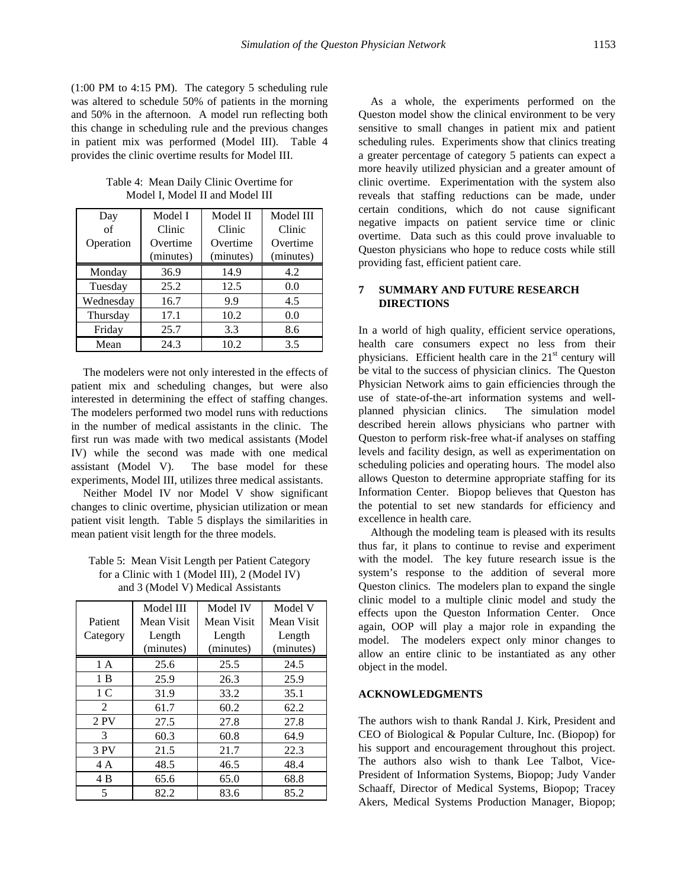(1:00 PM to 4:15 PM). The category 5 scheduling rule was altered to schedule 50% of patients in the morning and 50% in the afternoon. A model run reflecting both this change in scheduling rule and the previous changes in patient mix was performed (Model III). Table 4 provides the clinic overtime results for Model III.

Table 4: Mean Daily Clinic Overtime for Model I, Model II and Model III

| Day of Operation | Model I Clinic Overtime (minutes) | Model II Clinic Overtime (minutes) | Model III Clinic Overtime (minutes) |
|---|---|---|---|
| Monday | 36.9 | 14.9 | 4.2 |
| Tuesday | 25.2 | 12.5 | 0.0 |
| Wednesday | 16.7 | 9.9 | 4.5 |
| Thursday | 17.1 | 10.2 | 0.0 |
| Friday | 25.7 | 3.3 | 8.6 |
| Mean | 24.3 | 10.2 | 3.5 |

The modelers were not only interested in the effects of patient mix and scheduling changes, but were also interested in determining the effect of staffing changes. The modelers performed two model runs with reductions in the number of medical assistants in the clinic. The first run was made with two medical assistants (Model IV) while the second was made with one medical assistant (Model V). The base model for these experiments, Model III, utilizes three medical assistants.

Neither Model IV nor Model V show significant changes to clinic overtime, physician utilization or mean patient visit length. Table 5 displays the similarities in mean patient visit length for the three models.

Table 5: Mean Visit Length per Patient Category for a Clinic with 1 (Model III), 2 (Model IV) and 3 (Model V) Medical Assistants

| Patient Category | Model III Mean Visit Length (minutes) | Model IV Mean Visit Length (minutes) | Model V Mean Visit Length (minutes) |
|---|---|---|---|
| 1 A | 25.6 | 25.5 | 24.5 |
| 1 B | 25.9 | 26.3 | 25.9 |
| 1 C | 31.9 | 33.2 | 35.1 |
| 2 | 61.7 | 60.2 | 62.2 |
| 2 PV | 27.5 | 27.8 | 27.8 |
| 3 | 60.3 | 60.8 | 64.9 |
| 3 PV | 21.5 | 21.7 | 22.3 |
| 4 A | 48.5 | 46.5 | 48.4 |
| 4 B | 65.6 | 65.0 | 68.8 |
| 5 | 82.2 | 83.6 | 85.2 |

As a whole, the experiments performed on the Queston model show the clinical environment to be very sensitive to small changes in patient mix and patient scheduling rules. Experiments show that clinics treating a greater percentage of category 5 patients can expect a more heavily utilized physician and a greater amount of clinic overtime. Experimentation with the system also reveals that staffing reductions can be made, under certain conditions, which do not cause significant negative impacts on patient service time or clinic overtime. Data such as this could prove invaluable to Queston physicians who hope to reduce costs while still providing fast, efficient patient care.

## 7 SUMMARY AND FUTURE RESEARCH DIRECTIONS

In a world of high quality, efficient service operations, health care consumers expect no less from their physicians. Efficient health care in the 21st century will be vital to the success of physician clinics. The Queston Physician Network aims to gain efficiencies through the use of state-of-the-art information systems and well-planned physician clinics. The simulation model described herein allows physicians who partner with Queston to perform risk-free what-if analyses on staffing levels and facility design, as well as experimentation on scheduling policies and operating hours. The model also allows Queston to determine appropriate staffing for its Information Center. Biopop believes that Queston has the potential to set new standards for efficiency and excellence in health care.

Although the modeling team is pleased with its results thus far, it plans to continue to revise and experiment with the model. The key future research issue is the system's response to the addition of several more Queston clinics. The modelers plan to expand the single clinic model to a multiple clinic model and study the effects upon the Queston Information Center. Once again, OOP will play a major role in expanding the model. The modelers expect only minor changes to allow an entire clinic to be instantiated as any other object in the model.

## ACKNOWLEDGMENTS

The authors wish to thank Randal J. Kirk, President and CEO of Biological & Popular Culture, Inc. (Biopop) for his support and encouragement throughout this project. The authors also wish to thank Lee Talbot, Vice-President of Information Systems, Biopop; Judy Vander Schaaff, Director of Medical Systems, Biopop; Tracey Akers, Medical Systems Production Manager, Biopop;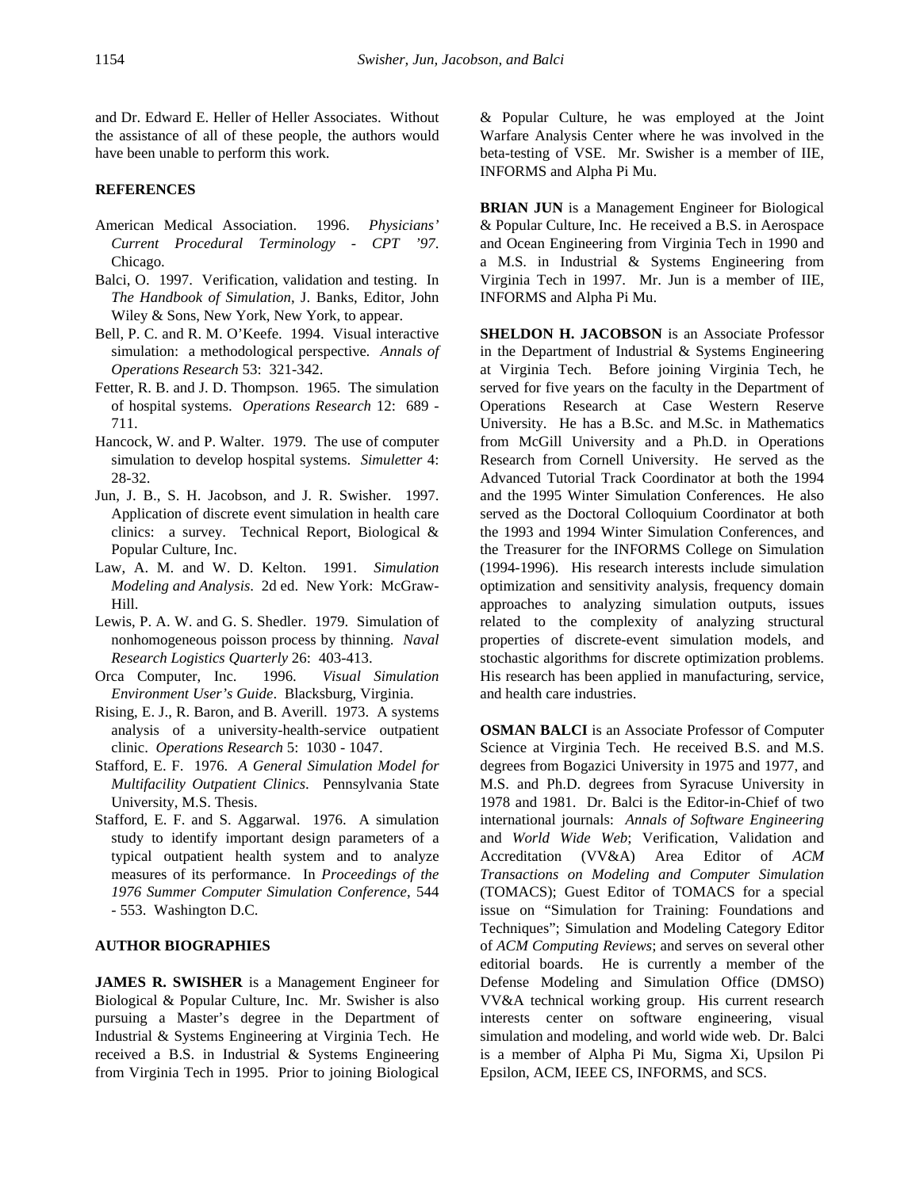and Dr. Edward E. Heller of Heller Associates. Without the assistance of all of these people, the authors would have been unable to perform this work.

## REFERENCES

American Medical Association. 1996. *Physicians' Current Procedural Terminology - CPT '97*. Chicago.

Balci, O. 1997. Verification, validation and testing. In *The Handbook of Simulation*, J. Banks, Editor, John Wiley & Sons, New York, New York, to appear.

Bell, P. C. and R. M. O'Keefe. 1994. Visual interactive simulation: a methodological perspective. *Annals of Operations Research* 53: 321-342.

Fetter, R. B. and J. D. Thompson. 1965. The simulation of hospital systems. *Operations Research* 12: 689 - 711.

Hancock, W. and P. Walter. 1979. The use of computer simulation to develop hospital systems. *Simuletter* 4: 28-32.

Jun, J. B., S. H. Jacobson, and J. R. Swisher. 1997. Application of discrete event simulation in health care clinics: a survey. Technical Report, Biological & Popular Culture, Inc.

Law, A. M. and W. D. Kelton. 1991. *Simulation Modeling and Analysis*. 2d ed. New York: McGraw-Hill.

Lewis, P. A. W. and G. S. Shedler. 1979. Simulation of nonhomogeneous poisson process by thinning. *Naval Research Logistics Quarterly* 26: 403-413.

Orca Computer, Inc. 1996. *Visual Simulation Environment User's Guide*. Blacksburg, Virginia.

Rising, E. J., R. Baron, and B. Averill. 1973. A systems analysis of a university-health-service outpatient clinic. *Operations Research* 5: 1030 - 1047.

Stafford, E. F. 1976. *A General Simulation Model for Multifacility Outpatient Clinics*. Pennsylvania State University, M.S. Thesis.

Stafford, E. F. and S. Aggarwal. 1976. A simulation study to identify important design parameters of a typical outpatient health system and to analyze measures of its performance. In *Proceedings of the 1976 Summer Computer Simulation Conference*, 544 - 553. Washington D.C.

## AUTHOR BIOGRAPHIES

**JAMES R. SWISHER** is a Management Engineer for Biological & Popular Culture, Inc. Mr. Swisher is also pursuing a Master's degree in the Department of Industrial & Systems Engineering at Virginia Tech. He received a B.S. in Industrial & Systems Engineering from Virginia Tech in 1995. Prior to joining Biological & Popular Culture, he was employed at the Joint Warfare Analysis Center where he was involved in the beta-testing of VSE. Mr. Swisher is a member of IIE, INFORMS and Alpha Pi Mu.

**BRIAN JUN** is a Management Engineer for Biological & Popular Culture, Inc. He received a B.S. in Aerospace and Ocean Engineering from Virginia Tech in 1990 and a M.S. in Industrial & Systems Engineering from Virginia Tech in 1997. Mr. Jun is a member of IIE, INFORMS and Alpha Pi Mu.

**SHELDON H. JACOBSON** is an Associate Professor in the Department of Industrial & Systems Engineering at Virginia Tech. Before joining Virginia Tech, he served for five years on the faculty in the Department of Operations Research at Case Western Reserve University. He has a B.Sc. and M.Sc. in Mathematics from McGill University and a Ph.D. in Operations Research from Cornell University. He served as the Advanced Tutorial Track Coordinator at both the 1994 and the 1995 Winter Simulation Conferences. He also served as the Doctoral Colloquium Coordinator at both the 1993 and 1994 Winter Simulation Conferences, and the Treasurer for the INFORMS College on Simulation (1994-1996). His research interests include simulation optimization and sensitivity analysis, frequency domain approaches to analyzing simulation outputs, issues related to the complexity of analyzing structural properties of discrete-event simulation models, and stochastic algorithms for discrete optimization problems. His research has been applied in manufacturing, service, and health care industries.

**OSMAN BALCI** is an Associate Professor of Computer Science at Virginia Tech. He received B.S. and M.S. degrees from Bogazici University in 1975 and 1977, and M.S. and Ph.D. degrees from Syracuse University in 1978 and 1981. Dr. Balci is the Editor-in-Chief of two international journals: *Annals of Software Engineering* and *World Wide Web*; Verification, Validation and Accreditation (VV&A) Area Editor of *ACM Transactions on Modeling and Computer Simulation* (TOMACS); Guest Editor of TOMACS for a special issue on "Simulation for Training: Foundations and Techniques"; Simulation and Modeling Category Editor of *ACM Computing Reviews*; and serves on several other editorial boards. He is currently a member of the Defense Modeling and Simulation Office (DMSO) VV&A technical working group. His current research interests center on software engineering, visual simulation and modeling, and world wide web. Dr. Balci is a member of Alpha Pi Mu, Sigma Xi, Upsilon Pi Epsilon, ACM, IEEE CS, INFORMS, and SCS.